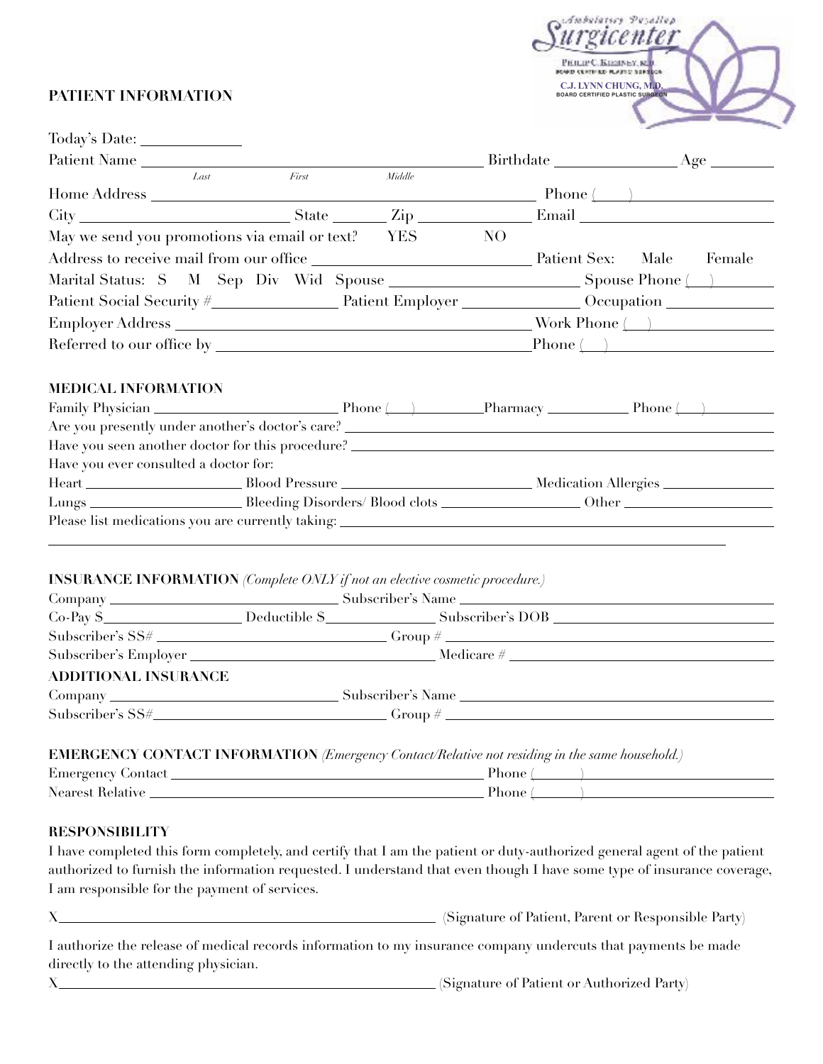Ambulatory Puyallup
Surgicenter
Philip C. Kissney, M.D.
Board Certified Plastic Surgeon
C.J. Lynn Chung, M.D.
Board Certified Plastic Surgeon

## PATIENT INFORMATION

Today's Date: ____________

Patient Name ______________________________ Birthdate ______________ Age ________
*Last* *First* *Middle*

Home Address ______________________________ Phone (____) ______________

City ______________ State ________ Zip ____________ Email ______________

May we send you promotions via email or text? YES NO

Address to receive mail from our office ______________________ Patient Sex: Male Female

Marital Status: S M Sep Div Wid Spouse ______________________ Spouse Phone (___) ____________

Patient Social Security #______________ Patient Employer ______________ Occupation ____________

Employer Address ______________________________ Work Phone (___) ____________

Referred to our office by ______________________________ Phone (___) ____________

## MEDICAL INFORMATION

Family Physician ______________ Phone (___) __________ Pharmacy __________ Phone (___) __________

Are you presently under another's doctor's care? ______________________________

Have you seen another doctor for this procedure? ______________________________

Have you ever consulted a doctor for:

Heart ______________ Blood Pressure ______________ Medication Allergies ______________

Lungs ______________ Bleeding Disorders/ Blood clots ______________ Other ______________

Please list medications you are currently taking: ______________________________

______________________________________________________________

## INSURANCE INFORMATION *(Complete ONLY if not an elective cosmetic procedure.)*

Company ______________________ Subscriber's Name ______________________

Co-Pay $______________ Deductible $______________ Subscriber's DOB ______________

Subscriber's SS# ______________________ Group # ______________________

Subscriber's Employer ______________________ Medicare # ______________________

## ADDITIONAL INSURANCE

Company ______________________ Subscriber's Name ______________________

Subscriber's SS#______________________ Group # ______________________

## EMERGENCY CONTACT INFORMATION *(Emergency Contact/Relative not residing in the same household.)*

Emergency Contact ______________________________ Phone (______) ______________

Nearest Relative ______________________________ Phone (______) ______________

## RESPONSIBILITY

I have completed this form completely, and certify that I am the patient or duty-authorized general agent of the patient authorized to furnish the information requested. I understand that even though I have some type of insurance coverage, I am responsible for the payment of services.

X______________________________________ (Signature of Patient, Parent or Responsible Party)

I authorize the release of medical records information to my insurance company undercuts that payments be made directly to the attending physician.

X______________________________________ (Signature of Patient or Authorized Party)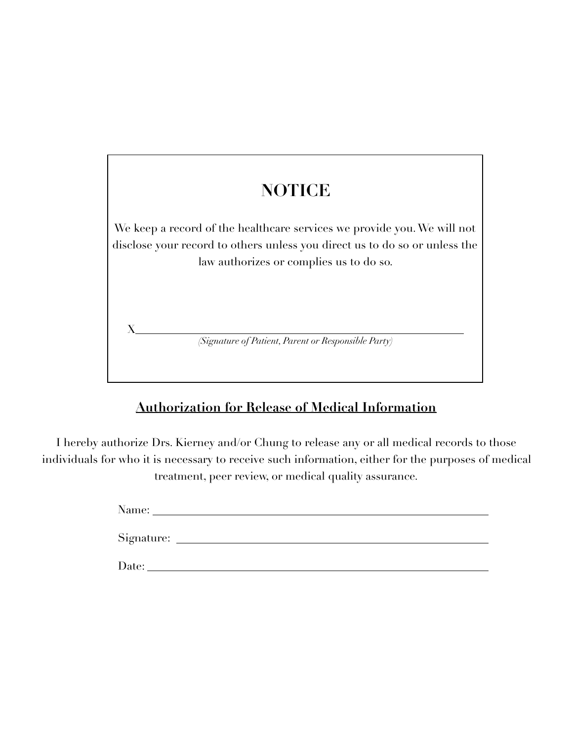# NOTICE

We keep a record of the healthcare services we provide you. We will not disclose your record to others unless you direct us to do so or unless the law authorizes or complies us to do so.

X______________________________________________

*(Signature of Patient, Parent or Responsible Party)*

## Authorization for Release of Medical Information

I hereby authorize Drs. Kierney and/or Chung to release any or all medical records to those individuals for who it is necessary to receive such information, either for the purposes of medical treatment, peer review, or medical quality assurance.

Name: ______________________________________________

Signature: ______________________________________________

Date: ______________________________________________